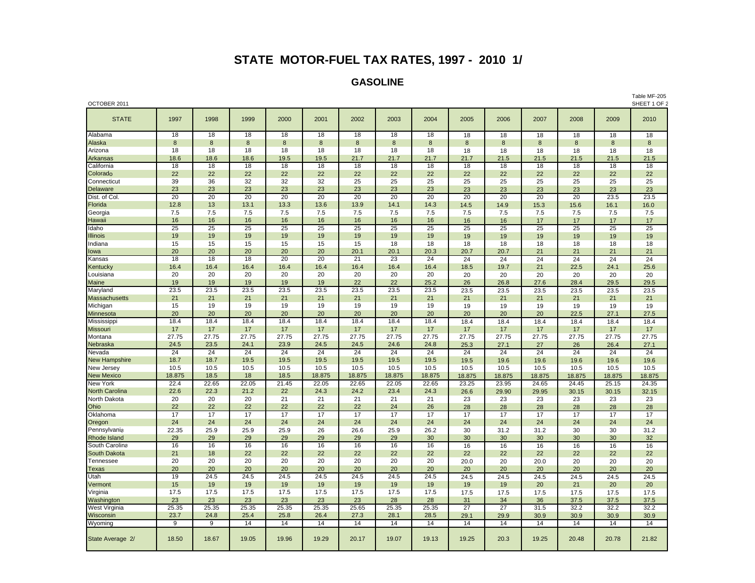# STATE MOTOR-FUEL TAX RATES, 1997 - 2010 1/

## GASOLINE

OCTOBER 2011

Table MF-205
SHEET 1 OF 2

| STATE | 1997 | 1998 | 1999 | 2000 | 2001 | 2002 | 2003 | 2004 | 2005 | 2006 | 2007 | 2008 | 2009 | 2010 |
|---|---|---|---|---|---|---|---|---|---|---|---|---|---|---|
| Alabama | 18 | 18 | 18 | 18 | 18 | 18 | 18 | 18 | 18 | 18 | 18 | 18 | 18 | 18 |
| Alaska | 8 | 8 | 8 | 8 | 8 | 8 | 8 | 8 | 8 | 8 | 8 | 8 | 8 | 8 |
| Arizona | 18 | 18 | 18 | 18 | 18 | 18 | 18 | 18 | 18 | 18 | 18 | 18 | 18 | 18 |
| Arkansas | 18.6 | 18.6 | 18.6 | 19.5 | 19.5 | 21.7 | 21.7 | 21.7 | 21.7 | 21.5 | 21.5 | 21.5 | 21.5 | 21.5 |
| California | 18 | 18 | 18 | 18 | 18 | 18 | 18 | 18 | 18 | 18 | 18 | 18 | 18 | 18 |
| Colorado | 22 | 22 | 22 | 22 | 22 | 22 | 22 | 22 | 22 | 22 | 22 | 22 | 22 | 22 |
| Connecticut | 39 | 36 | 32 | 32 | 32 | 25 | 25 | 25 | 25 | 25 | 25 | 25 | 25 | 25 |
| Delaware | 23 | 23 | 23 | 23 | 23 | 23 | 23 | 23 | 23 | 23 | 23 | 23 | 23 | 23 |
| Dist. of Col. | 20 | 20 | 20 | 20 | 20 | 20 | 20 | 20 | 20 | 20 | 20 | 20 | 23.5 | 23.5 |
| Florida | 12.8 | 13 | 13.1 | 13.3 | 13.6 | 13.9 | 14.1 | 14.3 | 14.5 | 14.9 | 15.3 | 15.6 | 16.1 | 16.0 |
| Georgia | 7.5 | 7.5 | 7.5 | 7.5 | 7.5 | 7.5 | 7.5 | 7.5 | 7.5 | 7.5 | 7.5 | 7.5 | 7.5 | 7.5 |
| Hawaii | 16 | 16 | 16 | 16 | 16 | 16 | 16 | 16 | 16 | 16 | 17 | 17 | 17 | 17 |
| Idaho | 25 | 25 | 25 | 25 | 25 | 25 | 25 | 25 | 25 | 25 | 25 | 25 | 25 | 25 |
| Illinois | 19 | 19 | 19 | 19 | 19 | 19 | 19 | 19 | 19 | 19 | 19 | 19 | 19 | 19 |
| Indiana | 15 | 15 | 15 | 15 | 15 | 15 | 18 | 18 | 18 | 18 | 18 | 18 | 18 | 18 |
| Iowa | 20 | 20 | 20 | 20 | 20 | 20.1 | 20.1 | 20.3 | 20.7 | 20.7 | 21 | 21 | 21 | 21 |
| Kansas | 18 | 18 | 18 | 20 | 20 | 21 | 23 | 24 | 24 | 24 | 24 | 24 | 24 | 24 |
| Kentucky | 16.4 | 16.4 | 16.4 | 16.4 | 16.4 | 16.4 | 16.4 | 16.4 | 18.5 | 19.7 | 21 | 22.5 | 24.1 | 25.6 |
| Louisiana | 20 | 20 | 20 | 20 | 20 | 20 | 20 | 20 | 20 | 20 | 20 | 20 | 20 | 20 |
| Maine | 19 | 19 | 19 | 19 | 19 | 22 | 22 | 25.2 | 26 | 26.8 | 27.6 | 28.4 | 29.5 | 29.5 |
| Maryland | 23.5 | 23.5 | 23.5 | 23.5 | 23.5 | 23.5 | 23.5 | 23.5 | 23.5 | 23.5 | 23.5 | 23.5 | 23.5 | 23.5 |
| Massachusetts | 21 | 21 | 21 | 21 | 21 | 21 | 21 | 21 | 21 | 21 | 21 | 21 | 21 | 21 |
| Michigan | 15 | 19 | 19 | 19 | 19 | 19 | 19 | 19 | 19 | 19 | 19 | 19 | 19 | 19 |
| Minnesota | 20 | 20 | 20 | 20 | 20 | 20 | 20 | 20 | 20 | 20 | 20 | 22.5 | 27.1 | 27.5 |
| Mississippi | 18.4 | 18.4 | 18.4 | 18.4 | 18.4 | 18.4 | 18.4 | 18.4 | 18.4 | 18.4 | 18.4 | 18.4 | 18.4 | 18.4 |
| Missouri | 17 | 17 | 17 | 17 | 17 | 17 | 17 | 17 | 17 | 17 | 17 | 17 | 17 | 17 |
| Montana | 27.75 | 27.75 | 27.75 | 27.75 | 27.75 | 27.75 | 27.75 | 27.75 | 27.75 | 27.75 | 27.75 | 27.75 | 27.75 | 27.75 |
| Nebraska | 24.5 | 23.5 | 24.1 | 23.9 | 24.5 | 24.5 | 24.6 | 24.8 | 25.3 | 27.1 | 27 | 26 | 26.4 | 27.1 |
| Nevada | 24 | 24 | 24 | 24 | 24 | 24 | 24 | 24 | 24 | 24 | 24 | 24 | 24 | 24 |
| New Hampshire | 18.7 | 18.7 | 19.5 | 19.5 | 19.5 | 19.5 | 19.5 | 19.5 | 19.5 | 19.6 | 19.6 | 19.6 | 19.6 | 19.6 |
| New Jersey | 10.5 | 10.5 | 10.5 | 10.5 | 10.5 | 10.5 | 10.5 | 10.5 | 10.5 | 10.5 | 10.5 | 10.5 | 10.5 | 10.5 |
| New Mexico | 18.875 | 18.5 | 18 | 18.5 | 18.875 | 18.875 | 18.875 | 18.875 | 18.875 | 18.875 | 18.875 | 18.875 | 18.875 | 18.875 |
| New York | 22.4 | 22.65 | 22.05 | 21.45 | 22.05 | 22.65 | 22.05 | 22.65 | 23.25 | 23.95 | 24.65 | 24.45 | 25.15 | 24.35 |
| North Carolina | 22.6 | 22.3 | 21.2 | 22 | 24.3 | 24.2 | 23.4 | 24.3 | 26.6 | 29.90 | 29.95 | 30.15 | 30.15 | 32.15 |
| North Dakota | 20 | 20 | 20 | 21 | 21 | 21 | 21 | 21 | 23 | 23 | 23 | 23 | 23 | 23 |
| Ohio | 22 | 22 | 22 | 22 | 22 | 22 | 24 | 26 | 28 | 28 | 28 | 28 | 28 | 28 |
| Oklahoma | 17 | 17 | 17 | 17 | 17 | 17 | 17 | 17 | 17 | 17 | 17 | 17 | 17 | 17 |
| Oregon | 24 | 24 | 24 | 24 | 24 | 24 | 24 | 24 | 24 | 24 | 24 | 24 | 24 | 24 |
| Pennsylvania | 22.35 | 25.9 | 25.9 | 25.9 | 26 | 26.6 | 25.9 | 26.2 | 30 | 31.2 | 31.2 | 30 | 30 | 31.2 |
| Rhode Island | 29 | 29 | 29 | 29 | 29 | 29 | 29 | 30 | 30 | 30 | 30 | 30 | 30 | 32 |
| South Carolina | 16 | 16 | 16 | 16 | 16 | 16 | 16 | 16 | 16 | 16 | 16 | 16 | 16 | 16 |
| South Dakota | 21 | 18 | 22 | 22 | 22 | 22 | 22 | 22 | 22 | 22 | 22 | 22 | 22 | 22 |
| Tennessee | 20 | 20 | 20 | 20 | 20 | 20 | 20 | 20 | 20.0 | 20 | 20.0 | 20 | 20 | 20 |
| Texas | 20 | 20 | 20 | 20 | 20 | 20 | 20 | 20 | 20 | 20 | 20 | 20 | 20 | 20 |
| Utah | 19 | 24.5 | 24.5 | 24.5 | 24.5 | 24.5 | 24.5 | 24.5 | 24.5 | 24.5 | 24.5 | 24.5 | 24.5 | 24.5 |
| Vermont | 15 | 19 | 19 | 19 | 19 | 19 | 19 | 19 | 19 | 19 | 20 | 21 | 20 | 20 |
| Virginia | 17.5 | 17.5 | 17.5 | 17.5 | 17.5 | 17.5 | 17.5 | 17.5 | 17.5 | 17.5 | 17.5 | 17.5 | 17.5 | 17.5 |
| Washington | 23 | 23 | 23 | 23 | 23 | 23 | 28 | 28 | 31 | 34 | 36 | 37.5 | 37.5 | 37.5 |
| West Virginia | 25.35 | 25.35 | 25.35 | 25.35 | 25.35 | 25.65 | 25.35 | 25.35 | 27 | 27 | 31.5 | 32.2 | 32.2 | 32.2 |
| Wisconsin | 23.7 | 24.8 | 25.4 | 25.8 | 26.4 | 27.3 | 28.1 | 28.5 | 29.1 | 29.9 | 30.9 | 30.9 | 30.9 | 30.9 |
| Wyoming | 9 | 9 | 14 | 14 | 14 | 14 | 14 | 14 | 14 | 14 | 14 | 14 | 14 | 14 |
| State Average 2/ | 18.50 | 18.67 | 19.05 | 19.96 | 19.29 | 20.17 | 19.07 | 19.13 | 19.25 | 20.3 | 19.25 | 20.48 | 20.78 | 21.82 |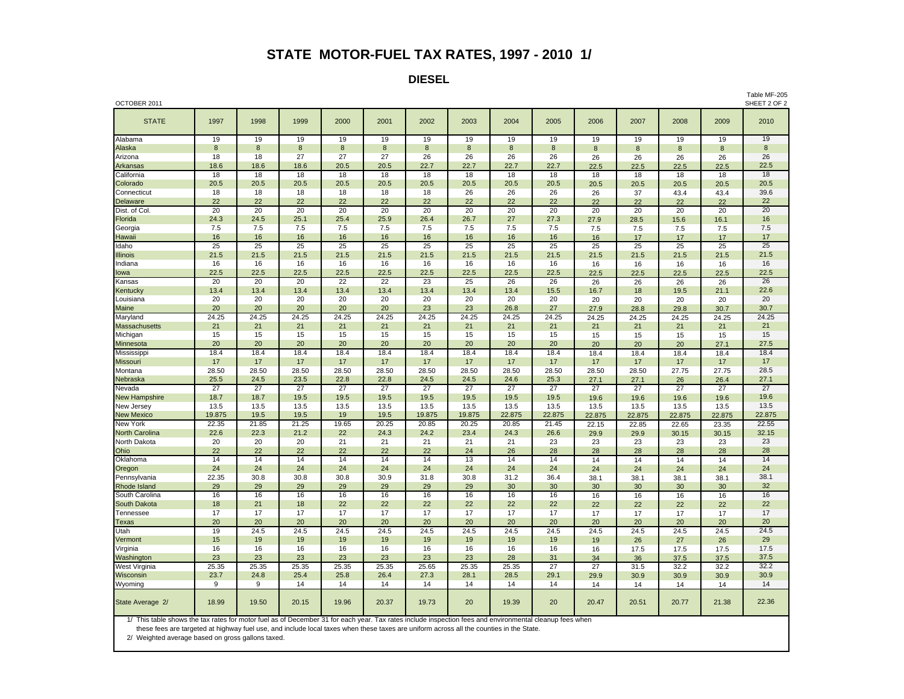# STATE MOTOR-FUEL TAX RATES, 1997 - 2010 1/

## DIESEL

OCTOBER 2011

Table MF-205
SHEET 2 OF 2

| STATE | 1997 | 1998 | 1999 | 2000 | 2001 | 2002 | 2003 | 2004 | 2005 | 2006 | 2007 | 2008 | 2009 | 2010 |
|---|---|---|---|---|---|---|---|---|---|---|---|---|---|---|
| Alabama | 19 | 19 | 19 | 19 | 19 | 19 | 19 | 19 | 19 | 19 | 19 | 19 | 19 | 19 |
| Alaska | 8 | 8 | 8 | 8 | 8 | 8 | 8 | 8 | 8 | 8 | 8 | 8 | 8 | 8 |
| Arizona | 18 | 18 | 27 | 27 | 27 | 26 | 26 | 26 | 26 | 26 | 26 | 26 | 26 | 26 |
| Arkansas | 18.6 | 18.6 | 18.6 | 20.5 | 20.5 | 22.7 | 22.7 | 22.7 | 22.7 | 22.5 | 22.5 | 22.5 | 22.5 | 22.5 |
| California | 18 | 18 | 18 | 18 | 18 | 18 | 18 | 18 | 18 | 18 | 18 | 18 | 18 | 18 |
| Colorado | 20.5 | 20.5 | 20.5 | 20.5 | 20.5 | 20.5 | 20.5 | 20.5 | 20.5 | 20.5 | 20.5 | 20.5 | 20.5 | 20.5 |
| Connecticut | 18 | 18 | 18 | 18 | 18 | 18 | 26 | 26 | 26 | 26 | 37 | 43.4 | 43.4 | 39.6 |
| Delaware | 22 | 22 | 22 | 22 | 22 | 22 | 22 | 22 | 22 | 22 | 22 | 22 | 22 | 22 |
| Dist. of Col. | 20 | 20 | 20 | 20 | 20 | 20 | 20 | 20 | 20 | 20 | 20 | 20 | 20 | 20 |
| Florida | 24.3 | 24.5 | 25.1 | 25.4 | 25.9 | 26.4 | 26.7 | 27 | 27.3 | 27.9 | 28.5 | 15.6 | 16.1 | 16 |
| Georgia | 7.5 | 7.5 | 7.5 | 7.5 | 7.5 | 7.5 | 7.5 | 7.5 | 7.5 | 7.5 | 7.5 | 7.5 | 7.5 | 7.5 |
| Hawaii | 16 | 16 | 16 | 16 | 16 | 16 | 16 | 16 | 16 | 16 | 17 | 17 | 17 | 17 |
| Idaho | 25 | 25 | 25 | 25 | 25 | 25 | 25 | 25 | 25 | 25 | 25 | 25 | 25 | 25 |
| Illinois | 21.5 | 21.5 | 21.5 | 21.5 | 21.5 | 21.5 | 21.5 | 21.5 | 21.5 | 21.5 | 21.5 | 21.5 | 21.5 | 21.5 |
| Indiana | 16 | 16 | 16 | 16 | 16 | 16 | 16 | 16 | 16 | 16 | 16 | 16 | 16 | 16 |
| Iowa | 22.5 | 22.5 | 22.5 | 22.5 | 22.5 | 22.5 | 22.5 | 22.5 | 22.5 | 22.5 | 22.5 | 22.5 | 22.5 | 22.5 |
| Kansas | 20 | 20 | 20 | 22 | 22 | 23 | 25 | 26 | 26 | 26 | 26 | 26 | 26 | 26 |
| Kentucky | 13.4 | 13.4 | 13.4 | 13.4 | 13.4 | 13.4 | 13.4 | 13.4 | 15.5 | 16.7 | 18 | 19.5 | 21.1 | 22.6 |
| Louisiana | 20 | 20 | 20 | 20 | 20 | 20 | 20 | 20 | 20 | 20 | 20 | 20 | 20 | 20 |
| Maine | 20 | 20 | 20 | 20 | 20 | 23 | 23 | 26.8 | 27 | 27.9 | 28.8 | 29.8 | 30.7 | 30.7 |
| Maryland | 24.25 | 24.25 | 24.25 | 24.25 | 24.25 | 24.25 | 24.25 | 24.25 | 24.25 | 24.25 | 24.25 | 24.25 | 24.25 | 24.25 |
| Massachusetts | 21 | 21 | 21 | 21 | 21 | 21 | 21 | 21 | 21 | 21 | 21 | 21 | 21 | 21 |
| Michigan | 15 | 15 | 15 | 15 | 15 | 15 | 15 | 15 | 15 | 15 | 15 | 15 | 15 | 15 |
| Minnesota | 20 | 20 | 20 | 20 | 20 | 20 | 20 | 20 | 20 | 20 | 20 | 20 | 27.1 | 27.5 |
| Mississippi | 18.4 | 18.4 | 18.4 | 18.4 | 18.4 | 18.4 | 18.4 | 18.4 | 18.4 | 18.4 | 18.4 | 18.4 | 18.4 | 18.4 |
| Missouri | 17 | 17 | 17 | 17 | 17 | 17 | 17 | 17 | 17 | 17 | 17 | 17 | 17 | 17 |
| Montana | 28.50 | 28.50 | 28.50 | 28.50 | 28.50 | 28.50 | 28.50 | 28.50 | 28.50 | 28.50 | 28.50 | 27.75 | 27.75 | 28.5 |
| Nebraska | 25.5 | 24.5 | 23.5 | 22.8 | 22.8 | 24.5 | 24.5 | 24.6 | 25.3 | 27.1 | 27.1 | 26 | 26.4 | 27.1 |
| Nevada | 27 | 27 | 27 | 27 | 27 | 27 | 27 | 27 | 27 | 27 | 27 | 27 | 27 | 27 |
| New Hampshire | 18.7 | 18.7 | 19.5 | 19.5 | 19.5 | 19.5 | 19.5 | 19.5 | 19.5 | 19.6 | 19.6 | 19.6 | 19.6 | 19.6 |
| New Jersey | 13.5 | 13.5 | 13.5 | 13.5 | 13.5 | 13.5 | 13.5 | 13.5 | 13.5 | 13.5 | 13.5 | 13.5 | 13.5 | 13.5 |
| New Mexico | 19.875 | 19.5 | 19.5 | 19 | 19.5 | 19.875 | 19.875 | 22.875 | 22.875 | 22.875 | 22.875 | 22.875 | 22.875 | 22.875 |
| New York | 22.35 | 21.85 | 21.25 | 19.65 | 20.25 | 20.85 | 20.25 | 20.85 | 21.45 | 22.15 | 22.85 | 22.65 | 23.35 | 22.55 |
| North Carolina | 22.6 | 22.3 | 21.2 | 22 | 24.3 | 24.2 | 23.4 | 24.3 | 26.6 | 29.9 | 29.9 | 30.15 | 30.15 | 32.15 |
| North Dakota | 20 | 20 | 20 | 21 | 21 | 21 | 21 | 21 | 23 | 23 | 23 | 23 | 23 | 23 |
| Ohio | 22 | 22 | 22 | 22 | 22 | 22 | 24 | 26 | 28 | 28 | 28 | 28 | 28 | 28 |
| Oklahoma | 14 | 14 | 14 | 14 | 14 | 14 | 13 | 14 | 14 | 14 | 14 | 14 | 14 | 14 |
| Oregon | 24 | 24 | 24 | 24 | 24 | 24 | 24 | 24 | 24 | 24 | 24 | 24 | 24 | 24 |
| Pennsylvania | 22.35 | 30.8 | 30.8 | 30.8 | 30.9 | 31.8 | 30.8 | 31.2 | 36.4 | 38.1 | 38.1 | 38.1 | 38.1 | 38.1 |
| Rhode Island | 29 | 29 | 29 | 29 | 29 | 29 | 29 | 29 | 30 | 30 | 30 | 30 | 30 | 32 |
| South Carolina | 16 | 16 | 16 | 16 | 16 | 16 | 16 | 16 | 16 | 16 | 16 | 16 | 16 | 16 |
| South Dakota | 18 | 21 | 18 | 22 | 22 | 22 | 22 | 22 | 22 | 22 | 22 | 22 | 22 | 22 |
| Tennessee | 17 | 17 | 17 | 17 | 17 | 17 | 17 | 17 | 17 | 17 | 17 | 17 | 17 | 17 |
| Texas | 20 | 20 | 20 | 20 | 20 | 20 | 20 | 20 | 20 | 20 | 20 | 20 | 20 | 20 |
| Utah | 19 | 24.5 | 24.5 | 24.5 | 24.5 | 24.5 | 24.5 | 24.5 | 24.5 | 24.5 | 24.5 | 24.5 | 24.5 | 24.5 |
| Vermont | 15 | 19 | 19 | 19 | 19 | 19 | 19 | 19 | 19 | 19 | 26 | 27 | 26 | 29 |
| Virginia | 16 | 16 | 16 | 16 | 16 | 16 | 16 | 16 | 16 | 16 | 17.5 | 17.5 | 17.5 | 17.5 |
| Washington | 23 | 23 | 23 | 23 | 23 | 23 | 23 | 28 | 31 | 34 | 36 | 37.5 | 37.5 | 37.5 |
| West Virginia | 25.35 | 25.35 | 25.35 | 25.35 | 25.35 | 25.65 | 25.35 | 25.35 | 27 | 27 | 31.5 | 32.2 | 32.2 | 32.2 |
| Wisconsin | 23.7 | 24.8 | 25.4 | 25.8 | 26.4 | 27.3 | 28.1 | 28.5 | 29.1 | 29.9 | 30.9 | 30.9 | 30.9 | 30.9 |
| Wyoming | 9 | 9 | 14 | 14 | 14 | 14 | 14 | 14 | 14 | 14 | 14 | 14 | 14 | 14 |
| State Average 2/ | 18.99 | 19.50 | 20.15 | 19.96 | 20.37 | 19.73 | 20 | 19.39 | 20 | 20.47 | 20.51 | 20.77 | 21.38 | 22.36 |

1/ This table shows the tax rates for motor fuel as of December 31 for each year. Tax rates include inspection fees and environmental cleanup fees when these fees are targeted at highway fuel use, and include local taxes when these taxes are uniform across all the counties in the State.

2/ Weighted average based on gross gallons taxed.